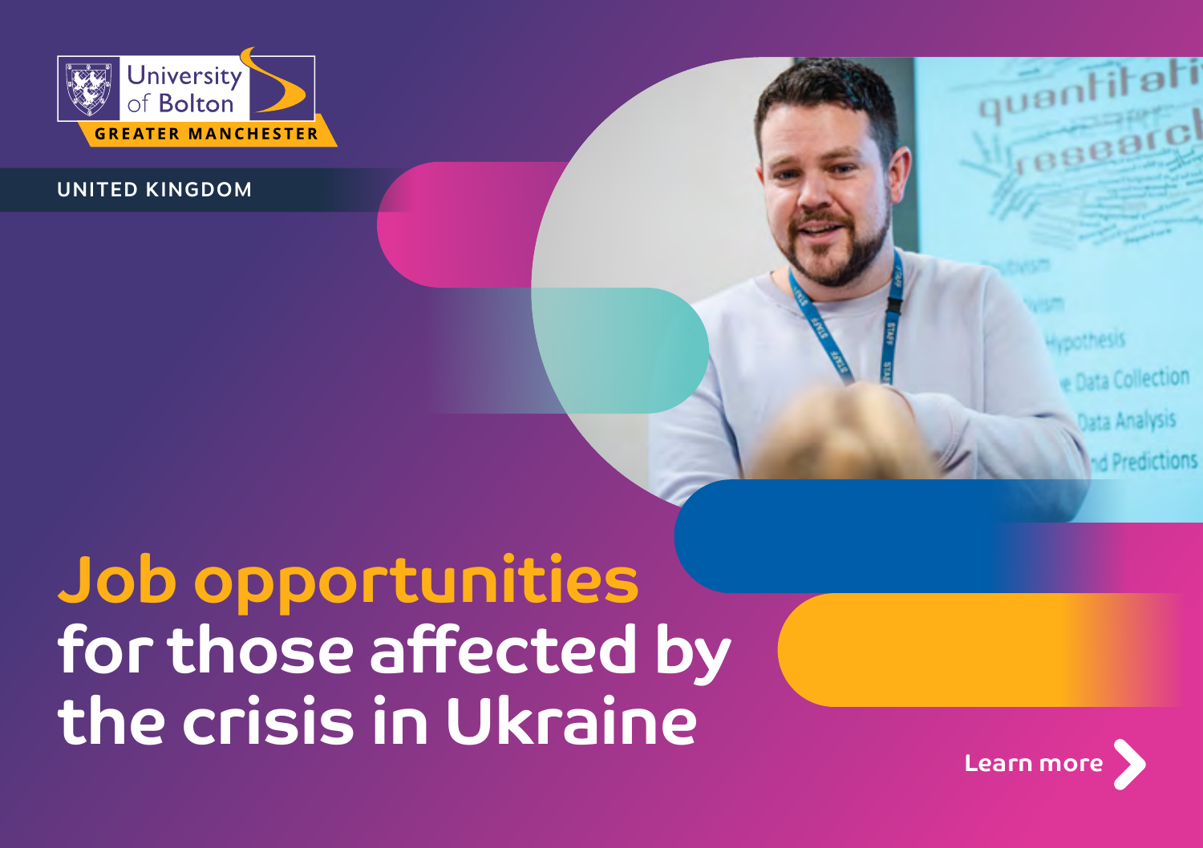University of Bolton

GREATER MANCHESTER

UNITED KINGDOM

# Job opportunities for those affected by the crisis in Ukraine

Learn more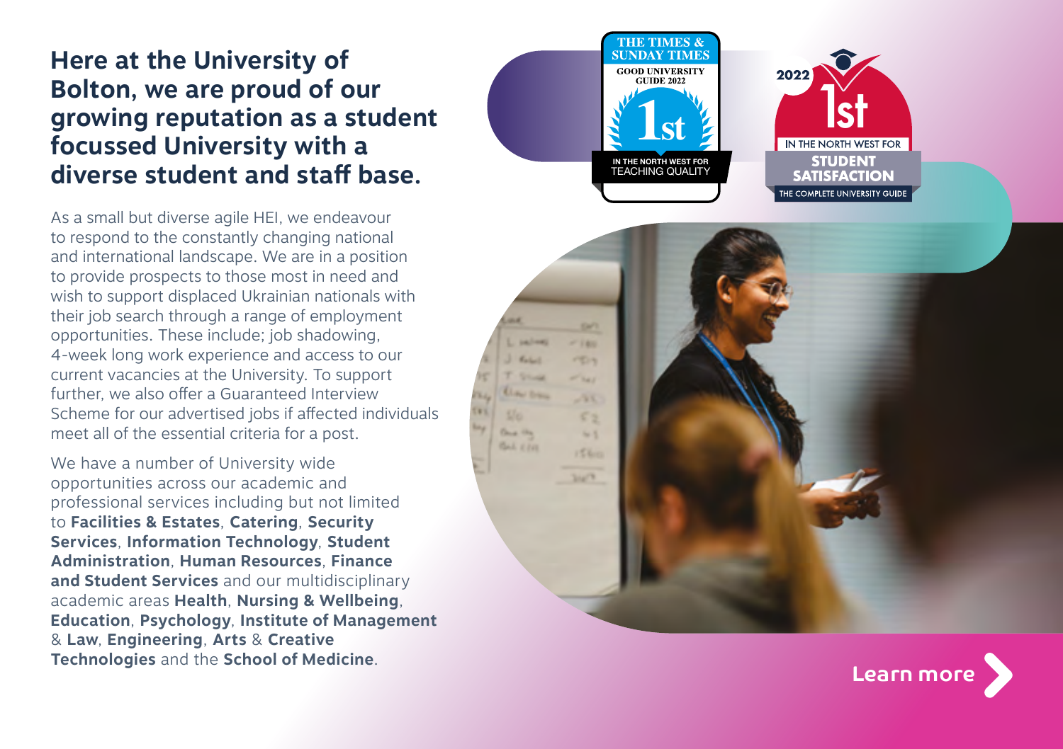## Here at the University of Bolton, we are proud of our growing reputation as a student focussed University with a diverse student and staff base.

As a small but diverse agile HEI, we endeavour to respond to the constantly changing national and international landscape. We are in a position to provide prospects to those most in need and wish to support displaced Ukrainian nationals with their job search through a range of employment opportunities. These include; job shadowing, 4-week long work experience and access to our current vacancies at the University. To support further, we also offer a Guaranteed Interview Scheme for our advertised jobs if affected individuals meet all of the essential criteria for a post.

We have a number of University wide opportunities across our academic and professional services including but not limited to **Facilities & Estates**, **Catering**, **Security Services**, **Information Technology**, **Student Administration**, **Human Resources**, **Finance and Student Services** and our multidisciplinary academic areas **Health**, **Nursing & Wellbeing**, **Education**, **Psychology**, **Institute of Management** & **Law**, **Engineering**, **Arts** & **Creative Technologies** and the **School of Medicine**.

THE TIMES & SUNDAY TIMES GOOD UNIVERSITY GUIDE 2022
1st IN THE NORTH WEST FOR TEACHING QUALITY

2022 1st IN THE NORTH WEST FOR STUDENT SATISFACTION
THE COMPLETE UNIVERSITY GUIDE

**Learn more**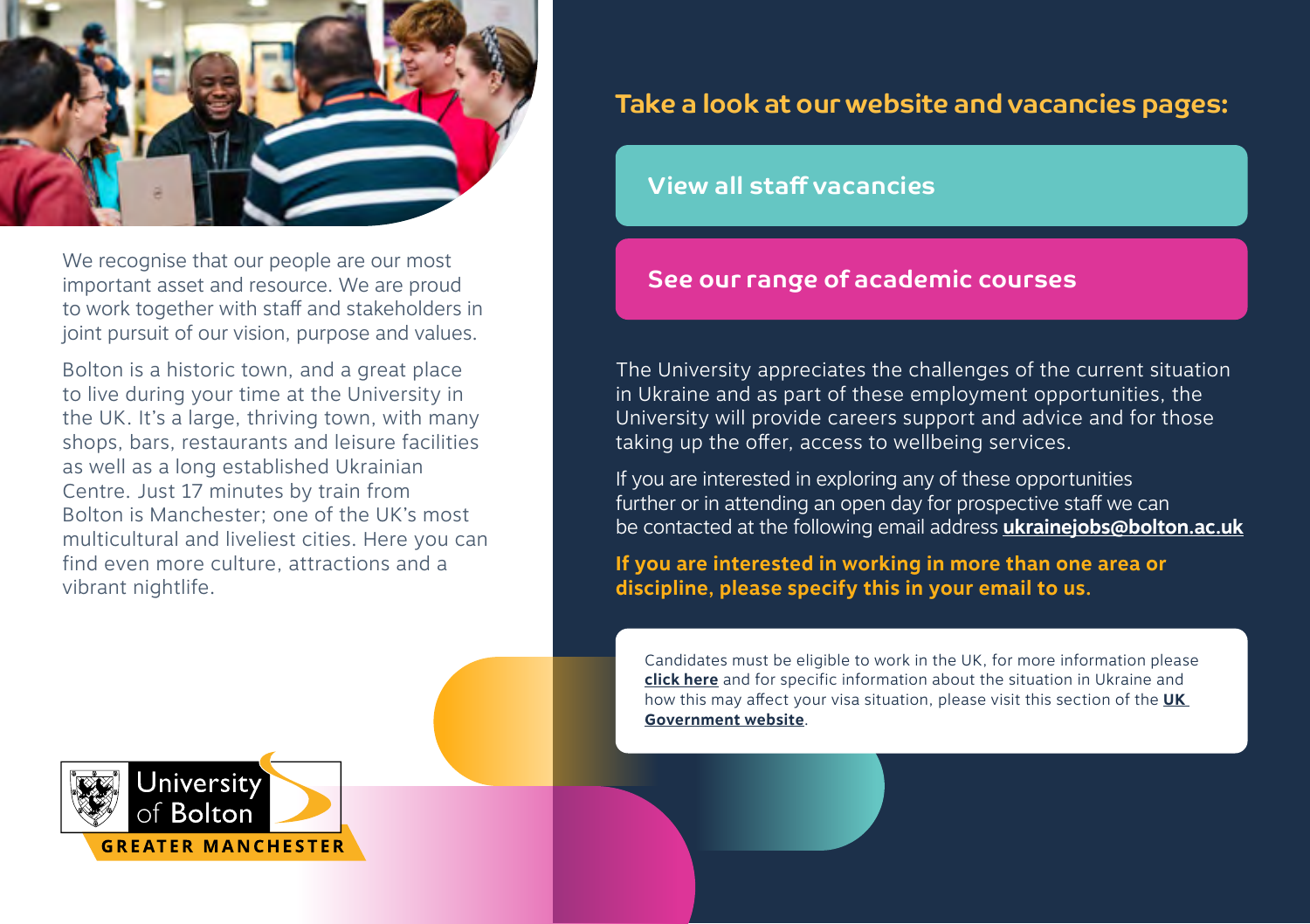We recognise that our people are our most important asset and resource. We are proud to work together with staff and stakeholders in joint pursuit of our vision, purpose and values.

Bolton is a historic town, and a great place to live during your time at the University in the UK. It's a large, thriving town, with many shops, bars, restaurants and leisure facilities as well as a long established Ukrainian Centre. Just 17 minutes by train from Bolton is Manchester; one of the UK's most multicultural and liveliest cities. Here you can find even more culture, attractions and a vibrant nightlife.

University of Bolton
GREATER MANCHESTER

## Take a look at our website and vacancies pages:

**View all staff vacancies**

**See our range of academic courses**

The University appreciates the challenges of the current situation in Ukraine and as part of these employment opportunities, the University will provide careers support and advice and for those taking up the offer, access to wellbeing services.

If you are interested in exploring any of these opportunities further or in attending an open day for prospective staff we can be contacted at the following email address **ukrainejobs@bolton.ac.uk**

**If you are interested in working in more than one area or discipline, please specify this in your email to us.**

Candidates must be eligible to work in the UK, for more information please **click here** and for specific information about the situation in Ukraine and how this may affect your visa situation, please visit this section of the **UK Government website**.